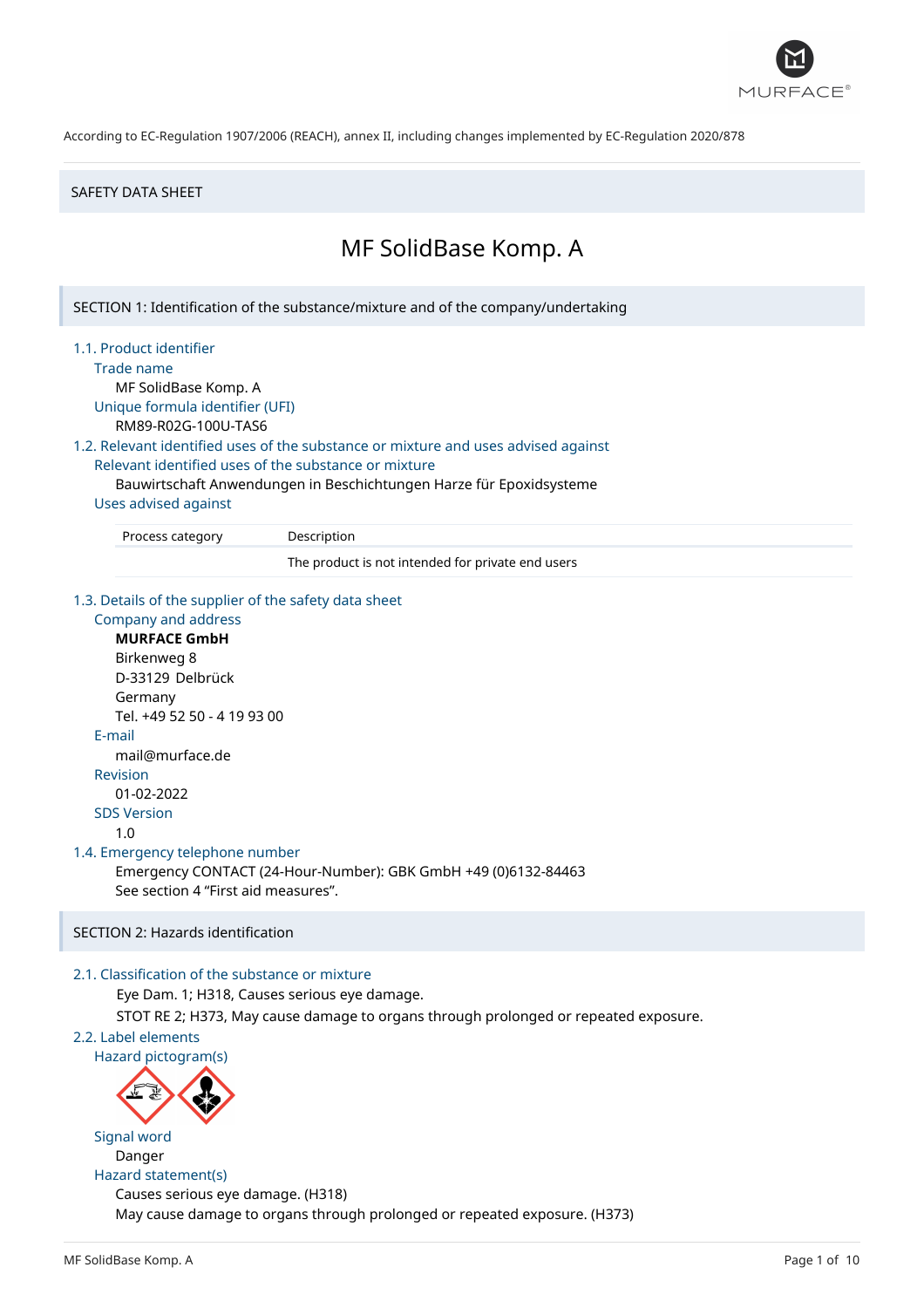According to EC-Regulation 1907/2006 (REACH), annex II, including changes implemented by EC-Regulation 2020/878

SAFETY DATA SHEET

# MF SolidBase Komp. A

## SECTION 1: Identification of the substance/mixture and of the company/undertaking

### 1.1. Product identifier

**Trade name**

MF SolidBase Komp. A

**Unique formula identifier (UFI)**

RM89-R02G-100U-TAS6

### 1.2. Relevant identified uses of the substance or mixture and uses advised against

**Relevant identified uses of the substance or mixture**

Bauwirtschaft Anwendungen in Beschichtungen Harze für Epoxidsysteme

**Uses advised against**

| Process category | Description |
|---|---|
| | The product is not intended for private end users |

### 1.3. Details of the supplier of the safety data sheet

**Company and address**

**MURFACE GmbH**
Birkenweg 8
D-33129 Delbrück
Germany
Tel. +49 52 50 - 4 19 93 00

**E-mail**

mail@murface.de

**Revision**

01-02-2022

**SDS Version**

1.0

### 1.4. Emergency telephone number

Emergency CONTACT (24-Hour-Number): GBK GmbH +49 (0)6132-84463
See section 4 "First aid measures".

## SECTION 2: Hazards identification

### 2.1. Classification of the substance or mixture

Eye Dam. 1; H318, Causes serious eye damage.
STOT RE 2; H373, May cause damage to organs through prolonged or repeated exposure.

### 2.2. Label elements

**Hazard pictogram(s)**

**Signal word**

Danger

**Hazard statement(s)**

Causes serious eye damage. (H318)
May cause damage to organs through prolonged or repeated exposure. (H373)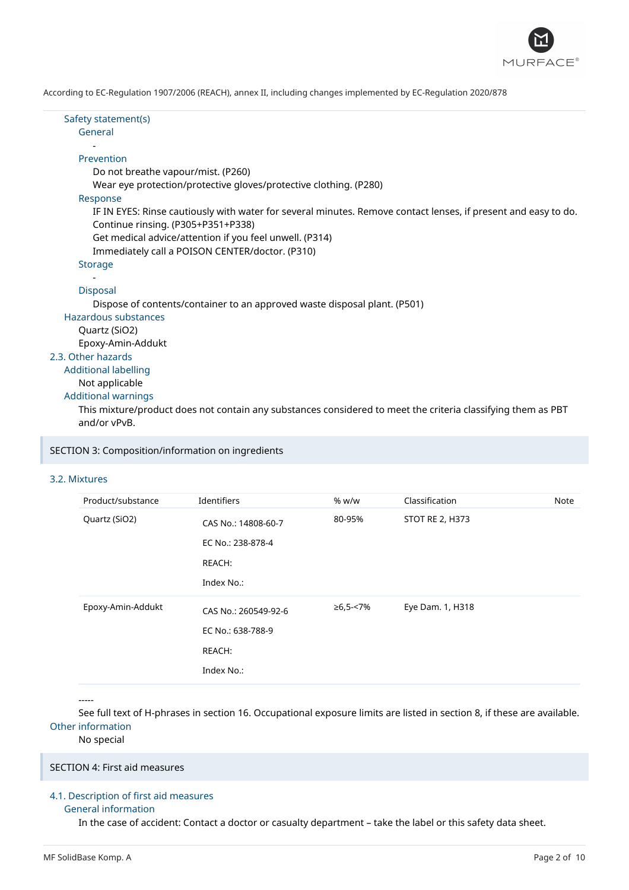According to EC-Regulation 1907/2006 (REACH), annex II, including changes implemented by EC-Regulation 2020/878

### Safety statement(s)

#### General

-

#### Prevention

Do not breathe vapour/mist. (P260)
Wear eye protection/protective gloves/protective clothing. (P280)

#### Response

IF IN EYES: Rinse cautiously with water for several minutes. Remove contact lenses, if present and easy to do. Continue rinsing. (P305+P351+P338)
Get medical advice/attention if you feel unwell. (P314)
Immediately call a POISON CENTER/doctor. (P310)

#### Storage

-

#### Disposal

Dispose of contents/container to an approved waste disposal plant. (P501)

### Hazardous substances

Quartz ($SiO_2$)
Epoxy-Amin-Addukt

## 2.3. Other hazards

### Additional labelling

Not applicable

### Additional warnings

This mixture/product does not contain any substances considered to meet the criteria classifying them as PBT and/or vPvB.

# SECTION 3: Composition/information on ingredients

## 3.2. Mixtures

| Product/substance | Identifiers | % w/w | Classification | Note |
|---|---|---|---|---|
| Quartz ($SiO_2$) | CAS No.: 14808-60-7<br>EC No.: 238-878-4<br>REACH:<br>Index No.: | 80-95% | STOT RE 2, H373 | |
| Epoxy-Amin-Addukt | CAS No.: 260549-92-6<br>EC No.: 638-788-9<br>REACH:<br>Index No.: | ≥6,5-<7% | Eye Dam. 1, H318 | |

-----

See full text of H-phrases in section 16. Occupational exposure limits are listed in section 8, if these are available.

## Other information

No special

# SECTION 4: First aid measures

## 4.1. Description of first aid measures

### General information

In the case of accident: Contact a doctor or casualty department – take the label or this safety data sheet.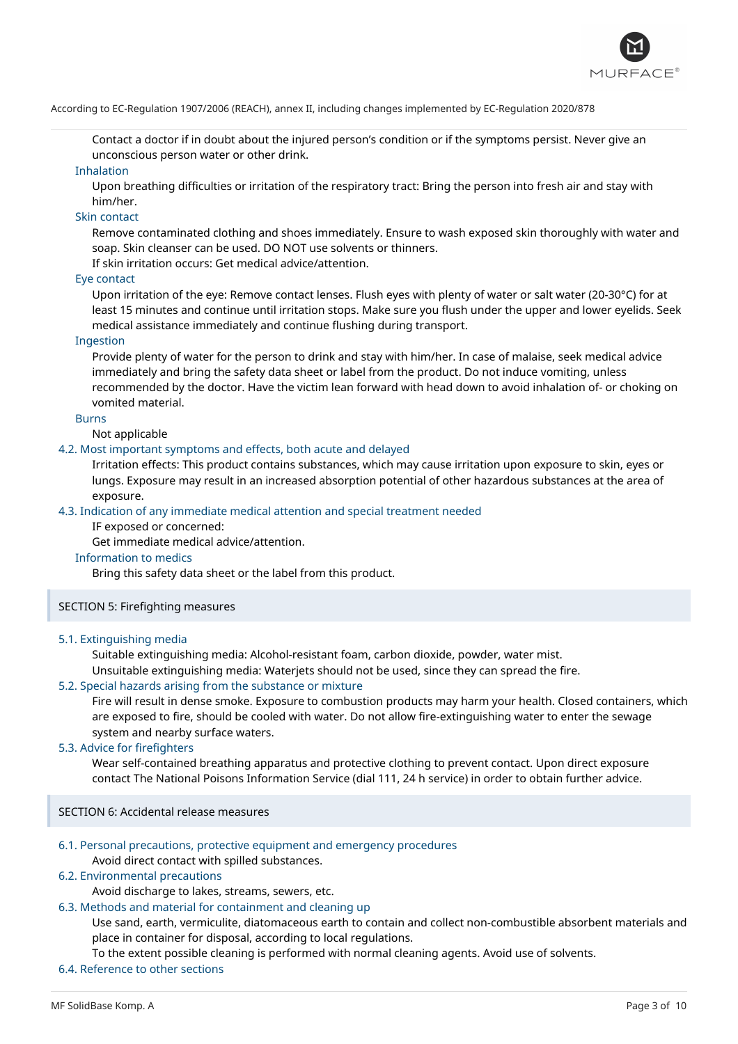Contact a doctor if in doubt about the injured person's condition or if the symptoms persist. Never give an unconscious person water or other drink.

**Inhalation**

Upon breathing difficulties or irritation of the respiratory tract: Bring the person into fresh air and stay with him/her.

**Skin contact**

Remove contaminated clothing and shoes immediately. Ensure to wash exposed skin thoroughly with water and soap. Skin cleanser can be used. DO NOT use solvents or thinners.

If skin irritation occurs: Get medical advice/attention.

**Eye contact**

Upon irritation of the eye: Remove contact lenses. Flush eyes with plenty of water or salt water (20-30°C) for at least 15 minutes and continue until irritation stops. Make sure you flush under the upper and lower eyelids. Seek medical assistance immediately and continue flushing during transport.

**Ingestion**

Provide plenty of water for the person to drink and stay with him/her. In case of malaise, seek medical advice immediately and bring the safety data sheet or label from the product. Do not induce vomiting, unless recommended by the doctor. Have the victim lean forward with head down to avoid inhalation of- or choking on vomited material.

**Burns**

Not applicable

### 4.2. Most important symptoms and effects, both acute and delayed

Irritation effects: This product contains substances, which may cause irritation upon exposure to skin, eyes or lungs. Exposure may result in an increased absorption potential of other hazardous substances at the area of exposure.

### 4.3. Indication of any immediate medical attention and special treatment needed

IF exposed or concerned:

Get immediate medical advice/attention.

**Information to medics**

Bring this safety data sheet or the label from this product.

## SECTION 5: Firefighting measures

### 5.1. Extinguishing media

Suitable extinguishing media: Alcohol-resistant foam, carbon dioxide, powder, water mist.

Unsuitable extinguishing media: Waterjets should not be used, since they can spread the fire.

### 5.2. Special hazards arising from the substance or mixture

Fire will result in dense smoke. Exposure to combustion products may harm your health. Closed containers, which are exposed to fire, should be cooled with water. Do not allow fire-extinguishing water to enter the sewage system and nearby surface waters.

### 5.3. Advice for firefighters

Wear self-contained breathing apparatus and protective clothing to prevent contact. Upon direct exposure contact The National Poisons Information Service (dial 111, 24 h service) in order to obtain further advice.

## SECTION 6: Accidental release measures

### 6.1. Personal precautions, protective equipment and emergency procedures

Avoid direct contact with spilled substances.

### 6.2. Environmental precautions

Avoid discharge to lakes, streams, sewers, etc.

### 6.3. Methods and material for containment and cleaning up

Use sand, earth, vermiculite, diatomaceous earth to contain and collect non-combustible absorbent materials and place in container for disposal, according to local regulations.

To the extent possible cleaning is performed with normal cleaning agents. Avoid use of solvents.

### 6.4. Reference to other sections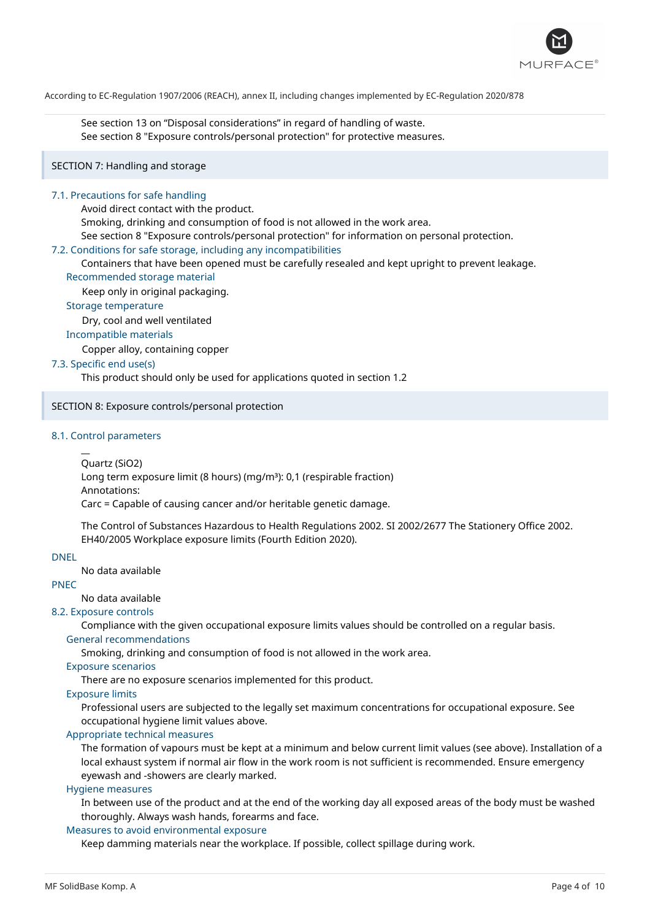See section 13 on “Disposal considerations” in regard of handling of waste.
See section 8 "Exposure controls/personal protection" for protective measures.

## SECTION 7: Handling and storage

### 7.1. Precautions for safe handling

Avoid direct contact with the product.
Smoking, drinking and consumption of food is not allowed in the work area.
See section 8 "Exposure controls/personal protection" for information on personal protection.

### 7.2. Conditions for safe storage, including any incompatibilities

Containers that have been opened must be carefully resealed and kept upright to prevent leakage.

#### Recommended storage material

Keep only in original packaging.

#### Storage temperature

Dry, cool and well ventilated

#### Incompatible materials

Copper alloy, containing copper

### 7.3. Specific end use(s)

This product should only be used for applications quoted in section 1.2

## SECTION 8: Exposure controls/personal protection

### 8.1. Control parameters

—
Quartz ($SiO_2$)
Long term exposure limit (8 hours) (mg/m³): 0,1 (respirable fraction)
Annotations:
Carc = Capable of causing cancer and/or heritable genetic damage.

The Control of Substances Hazardous to Health Regulations 2002. SI 2002/2677 The Stationery Office 2002. EH40/2005 Workplace exposure limits (Fourth Edition 2020).

### DNEL

No data available

### PNEC

No data available

### 8.2. Exposure controls

Compliance with the given occupational exposure limits values should be controlled on a regular basis.

#### General recommendations

Smoking, drinking and consumption of food is not allowed in the work area.

#### Exposure scenarios

There are no exposure scenarios implemented for this product.

#### Exposure limits

Professional users are subjected to the legally set maximum concentrations for occupational exposure. See occupational hygiene limit values above.

#### Appropriate technical measures

The formation of vapours must be kept at a minimum and below current limit values (see above). Installation of a local exhaust system if normal air flow in the work room is not sufficient is recommended. Ensure emergency eyewash and -showers are clearly marked.

#### Hygiene measures

In between use of the product and at the end of the working day all exposed areas of the body must be washed thoroughly. Always wash hands, forearms and face.

#### Measures to avoid environmental exposure

Keep damming materials near the workplace. If possible, collect spillage during work.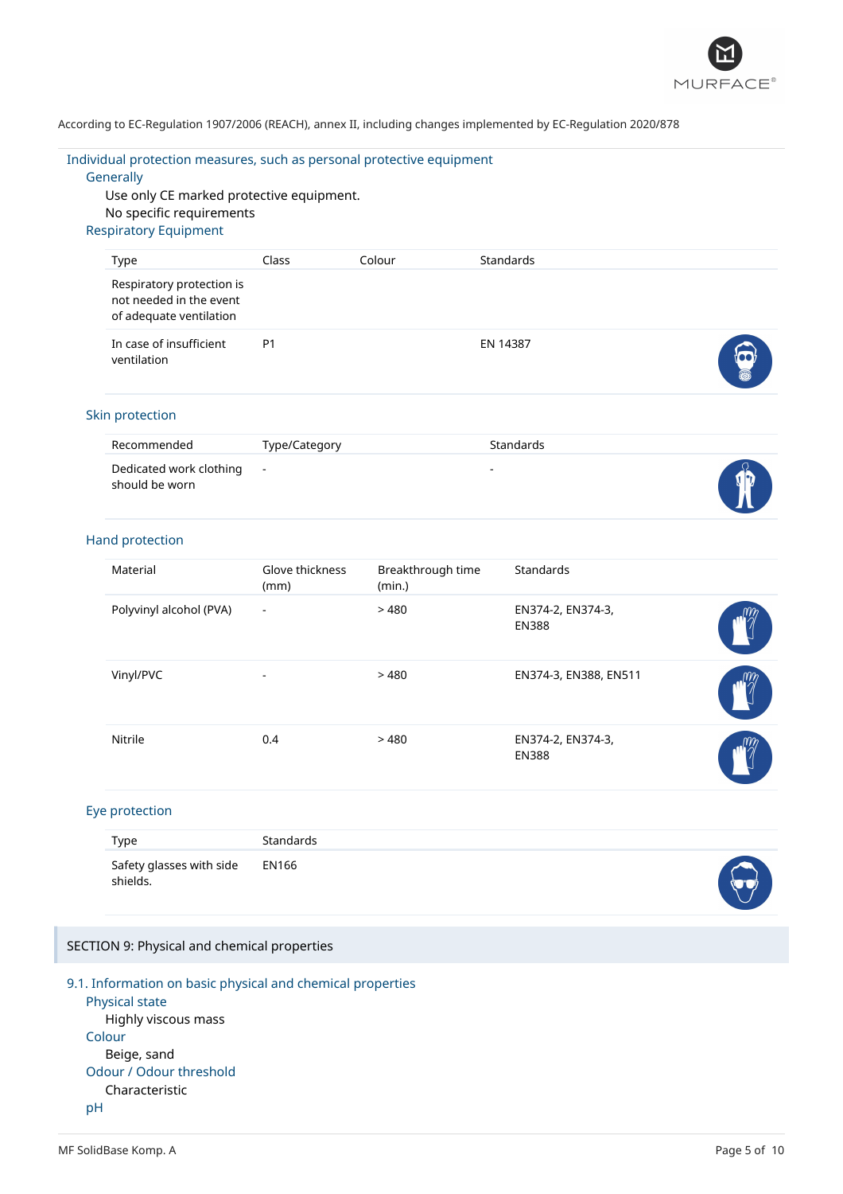According to EC-Regulation 1907/2006 (REACH), annex II, including changes implemented by EC-Regulation 2020/878

### Individual protection measures, such as personal protective equipment

#### Generally

Use only CE marked protective equipment.
No specific requirements

#### Respiratory Equipment

| Type | Class | Colour | Standards |
|---|---|---|---|
| Respiratory protection is not needed in the event of adequate ventilation | | | |
| In case of insufficient ventilation | P1 | | EN 14387 |

#### Skin protection

| Recommended | Type/Category | Standards |
|---|---|---|
| Dedicated work clothing should be worn | - | - |

#### Hand protection

| Material | Glove thickness (mm) | Breakthrough time (min.) | Standards |
|---|---|---|---|
| Polyvinyl alcohol (PVA) | - | > 480 | EN374-2, EN374-3, EN388 |
| Vinyl/PVC | - | > 480 | EN374-3, EN388, EN511 |
| Nitrile | 0.4 | > 480 | EN374-2, EN374-3, EN388 |

#### Eye protection

| Type | Standards |
|---|---|
| Safety glasses with side shields. | EN166 |

## SECTION 9: Physical and chemical properties

### 9.1. Information on basic physical and chemical properties

#### Physical state

Highly viscous mass

#### Colour

Beige, sand

#### Odour / Odour threshold

Characteristic

#### pH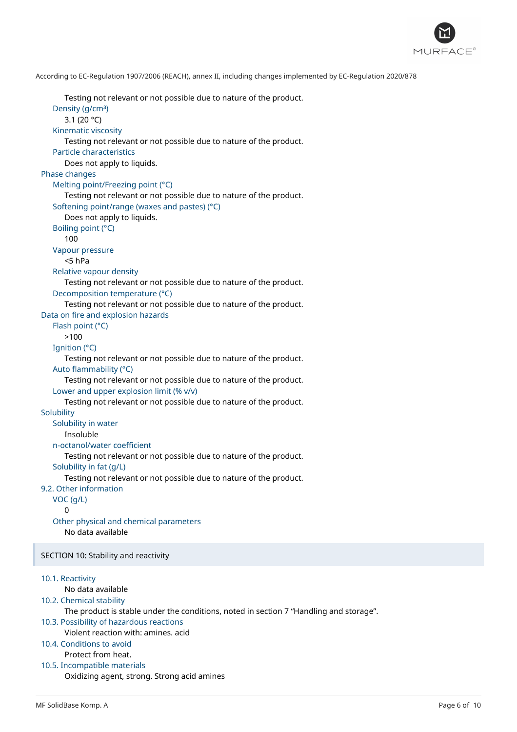Testing not relevant or not possible due to nature of the product.

Density (g/cm³)

3.1 (20 °C)

Kinematic viscosity

Testing not relevant or not possible due to nature of the product.

Particle characteristics

Does not apply to liquids.

Phase changes

Melting point/Freezing point (°C)

Testing not relevant or not possible due to nature of the product.

Softening point/range (waxes and pastes) (°C)

Does not apply to liquids.

Boiling point (°C)

100

Vapour pressure

<5 hPa

Relative vapour density

Testing not relevant or not possible due to nature of the product.

Decomposition temperature (°C)

Testing not relevant or not possible due to nature of the product.

Data on fire and explosion hazards

Flash point (°C)

>100

Ignition (°C)

Testing not relevant or not possible due to nature of the product.

Auto flammability (°C)

Testing not relevant or not possible due to nature of the product.

Lower and upper explosion limit (% v/v)

Testing not relevant or not possible due to nature of the product.

Solubility

Solubility in water

Insoluble

n-octanol/water coefficient

Testing not relevant or not possible due to nature of the product.

Solubility in fat (g/L)

Testing not relevant or not possible due to nature of the product.

9.2. Other information

VOC (g/L)

0

Other physical and chemical parameters

No data available

## SECTION 10: Stability and reactivity

10.1. Reactivity

No data available

10.2. Chemical stability

The product is stable under the conditions, noted in section 7 "Handling and storage".

10.3. Possibility of hazardous reactions

Violent reaction with: amines. acid

10.4. Conditions to avoid

Protect from heat.

10.5. Incompatible materials

Oxidizing agent, strong. Strong acid amines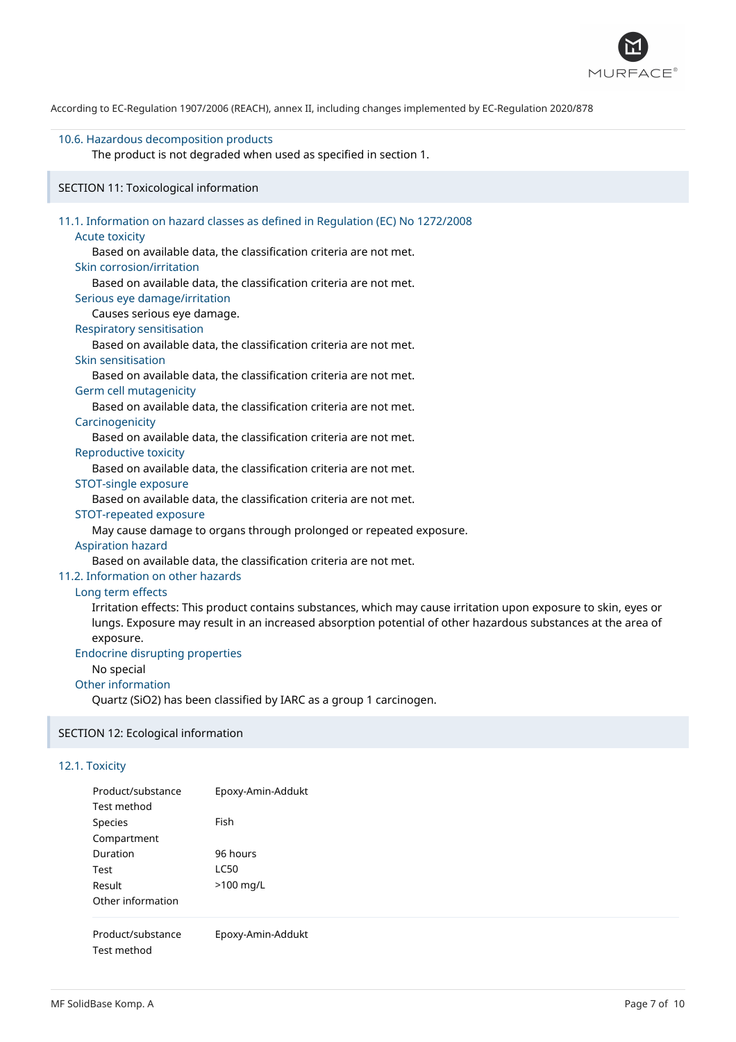According to EC-Regulation 1907/2006 (REACH), annex II, including changes implemented by EC-Regulation 2020/878

### 10.6. Hazardous decomposition products

The product is not degraded when used as specified in section 1.

## SECTION 11: Toxicological information

### 11.1. Information on hazard classes as defined in Regulation (EC) No 1272/2008

**Acute toxicity**

Based on available data, the classification criteria are not met.

**Skin corrosion/irritation**

Based on available data, the classification criteria are not met.

**Serious eye damage/irritation**

Causes serious eye damage.

**Respiratory sensitisation**

Based on available data, the classification criteria are not met.

**Skin sensitisation**

Based on available data, the classification criteria are not met.

**Germ cell mutagenicity**

Based on available data, the classification criteria are not met.

**Carcinogenicity**

Based on available data, the classification criteria are not met.

**Reproductive toxicity**

Based on available data, the classification criteria are not met.

**STOT-single exposure**

Based on available data, the classification criteria are not met.

**STOT-repeated exposure**

May cause damage to organs through prolonged or repeated exposure.

**Aspiration hazard**

Based on available data, the classification criteria are not met.

### 11.2. Information on other hazards

**Long term effects**

Irritation effects: This product contains substances, which may cause irritation upon exposure to skin, eyes or lungs. Exposure may result in an increased absorption potential of other hazardous substances at the area of exposure.

**Endocrine disrupting properties**

No special

**Other information**

Quartz ($SiO_2$) has been classified by IARC as a group 1 carcinogen.

## SECTION 12: Ecological information

### 12.1. Toxicity

| | |
|---|---|
| Product/substance | Epoxy-Amin-Addukt |
| Test method | |
| Species | Fish |
| Compartment | |
| Duration | 96 hours |
| Test | LC50 |
| Result | >100 mg/L |
| Other information | |

| | |
|---|---|
| Product/substance | Epoxy-Amin-Addukt |
| Test method | |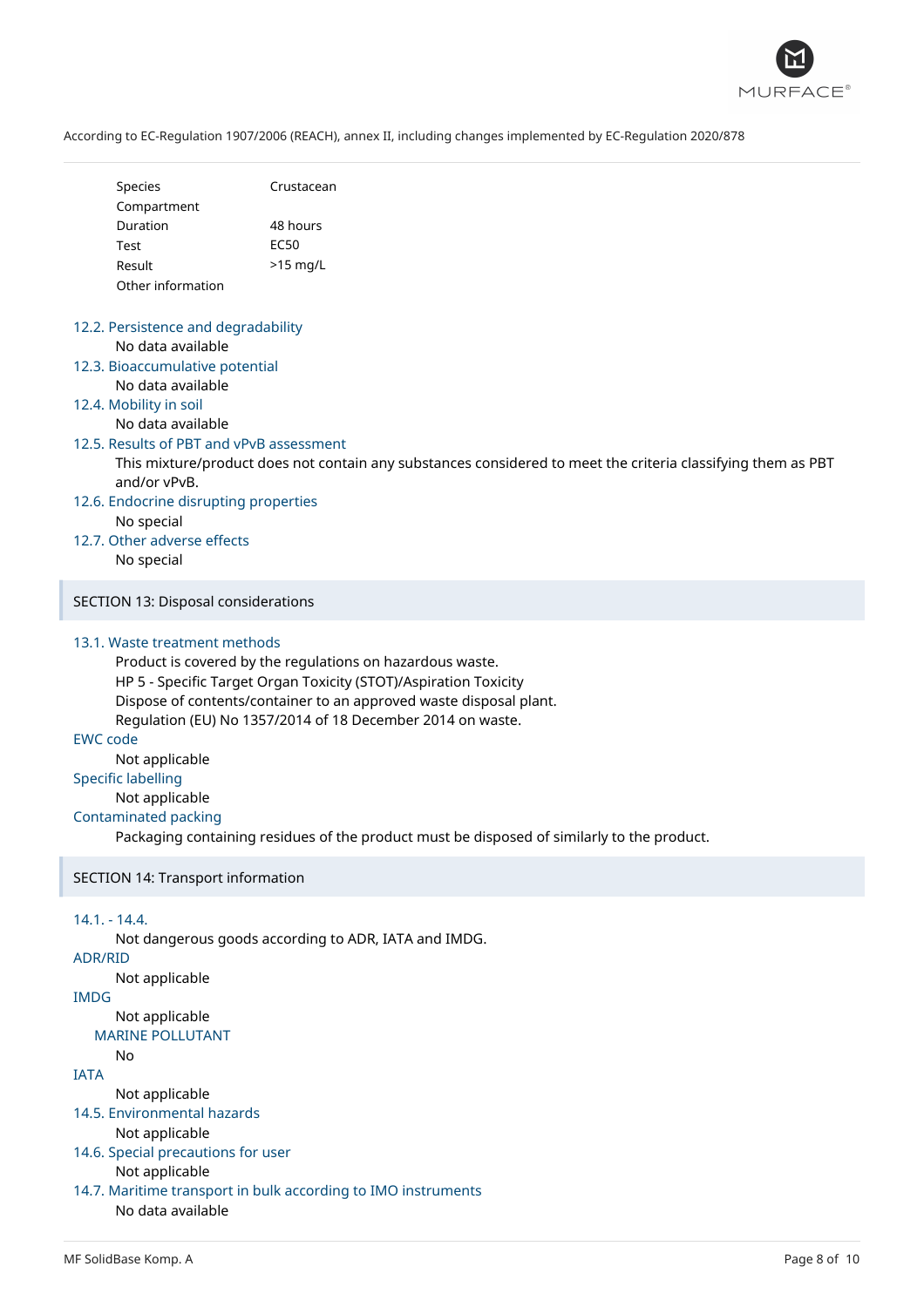| | |
|---|---|
| Species | Crustacean |
| Compartment | |
| Duration | 48 hours |
| Test | EC50 |
| Result | >15 mg/L |
| Other information | |

### 12.2. Persistence and degradability

No data available

### 12.3. Bioaccumulative potential

No data available

### 12.4. Mobility in soil

No data available

### 12.5. Results of PBT and vPvB assessment

This mixture/product does not contain any substances considered to meet the criteria classifying them as PBT and/or vPvB.

### 12.6. Endocrine disrupting properties

No special

### 12.7. Other adverse effects

No special

## SECTION 13: Disposal considerations

### 13.1. Waste treatment methods

Product is covered by the regulations on hazardous waste.
HP 5 - Specific Target Organ Toxicity (STOT)/Aspiration Toxicity
Dispose of contents/container to an approved waste disposal plant.
Regulation (EU) No 1357/2014 of 18 December 2014 on waste.

### EWC code

Not applicable

### Specific labelling

Not applicable

### Contaminated packing

Packaging containing residues of the product must be disposed of similarly to the product.

## SECTION 14: Transport information

### 14.1. - 14.4.

Not dangerous goods according to ADR, IATA and IMDG.

### ADR/RID

Not applicable

### IMDG

Not applicable

#### MARINE POLLUTANT

No

### IATA

Not applicable

### 14.5. Environmental hazards

Not applicable

### 14.6. Special precautions for user

Not applicable

### 14.7. Maritime transport in bulk according to IMO instruments

No data available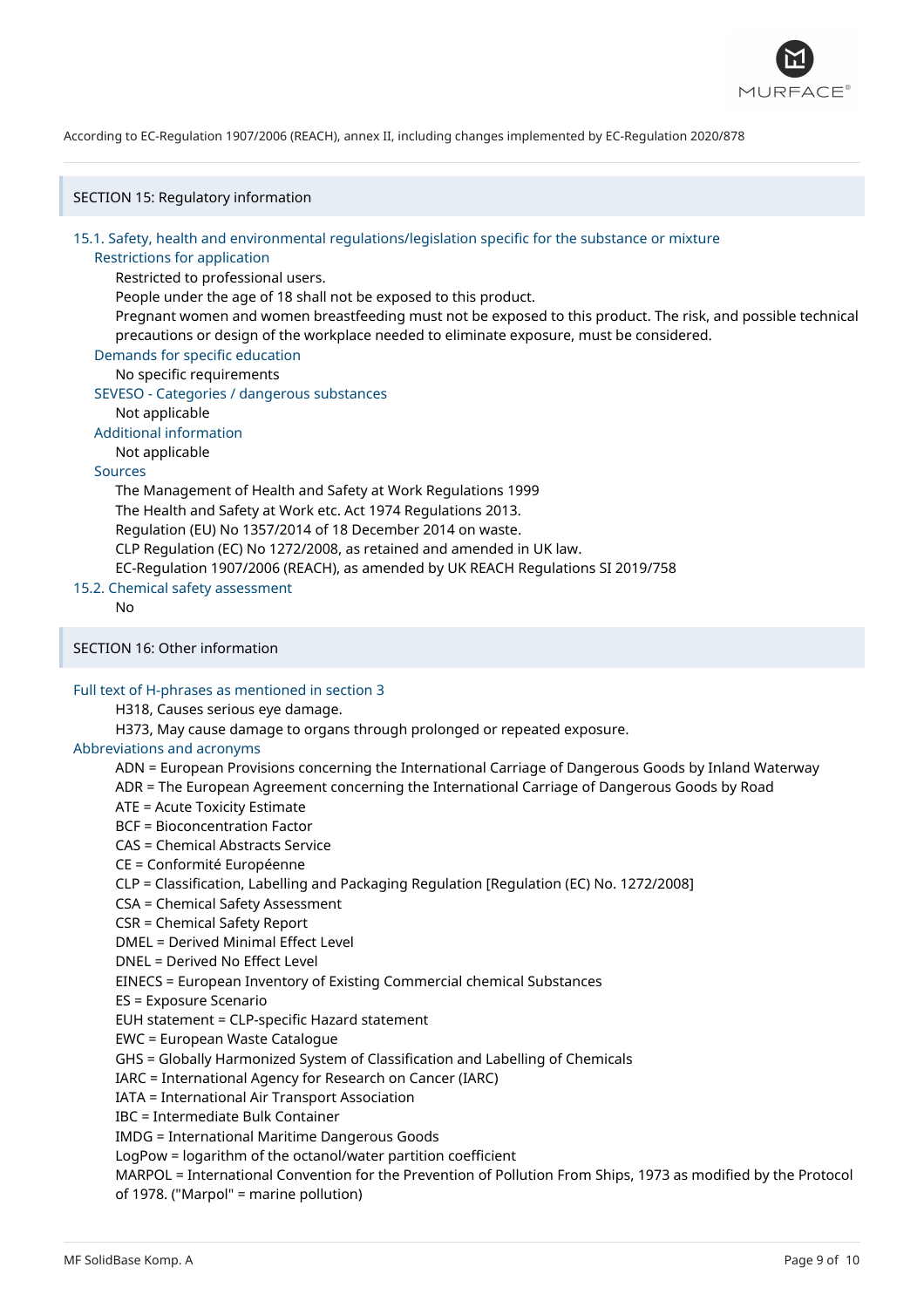## SECTION 15: Regulatory information

### 15.1. Safety, health and environmental regulations/legislation specific for the substance or mixture

**Restrictions for application**

Restricted to professional users.
People under the age of 18 shall not be exposed to this product.
Pregnant women and women breastfeeding must not be exposed to this product. The risk, and possible technical precautions or design of the workplace needed to eliminate exposure, must be considered.

**Demands for specific education**

No specific requirements

**SEVESO - Categories / dangerous substances**

Not applicable

**Additional information**

Not applicable

**Sources**

The Management of Health and Safety at Work Regulations 1999
The Health and Safety at Work etc. Act 1974 Regulations 2013.
Regulation (EU) No 1357/2014 of 18 December 2014 on waste.
CLP Regulation (EC) No 1272/2008, as retained and amended in UK law.
EC-Regulation 1907/2006 (REACH), as amended by UK REACH Regulations SI 2019/758

### 15.2. Chemical safety assessment

No

## SECTION 16: Other information

**Full text of H-phrases as mentioned in section 3**

H318, Causes serious eye damage.
H373, May cause damage to organs through prolonged or repeated exposure.

**Abbreviations and acronyms**

ADN = European Provisions concerning the International Carriage of Dangerous Goods by Inland Waterway
ADR = The European Agreement concerning the International Carriage of Dangerous Goods by Road
ATE = Acute Toxicity Estimate
BCF = Bioconcentration Factor
CAS = Chemical Abstracts Service
CE = Conformité Européenne
CLP = Classification, Labelling and Packaging Regulation [Regulation (EC) No. 1272/2008]
CSA = Chemical Safety Assessment
CSR = Chemical Safety Report
DMEL = Derived Minimal Effect Level
DNEL = Derived No Effect Level
EINECS = European Inventory of Existing Commercial chemical Substances
ES = Exposure Scenario
EUH statement = CLP-specific Hazard statement
EWC = European Waste Catalogue
GHS = Globally Harmonized System of Classification and Labelling of Chemicals
IARC = International Agency for Research on Cancer (IARC)
IATA = International Air Transport Association
IBC = Intermediate Bulk Container
IMDG = International Maritime Dangerous Goods
LogPow = logarithm of the octanol/water partition coefficient
MARPOL = International Convention for the Prevention of Pollution From Ships, 1973 as modified by the Protocol of 1978. ("Marpol" = marine pollution)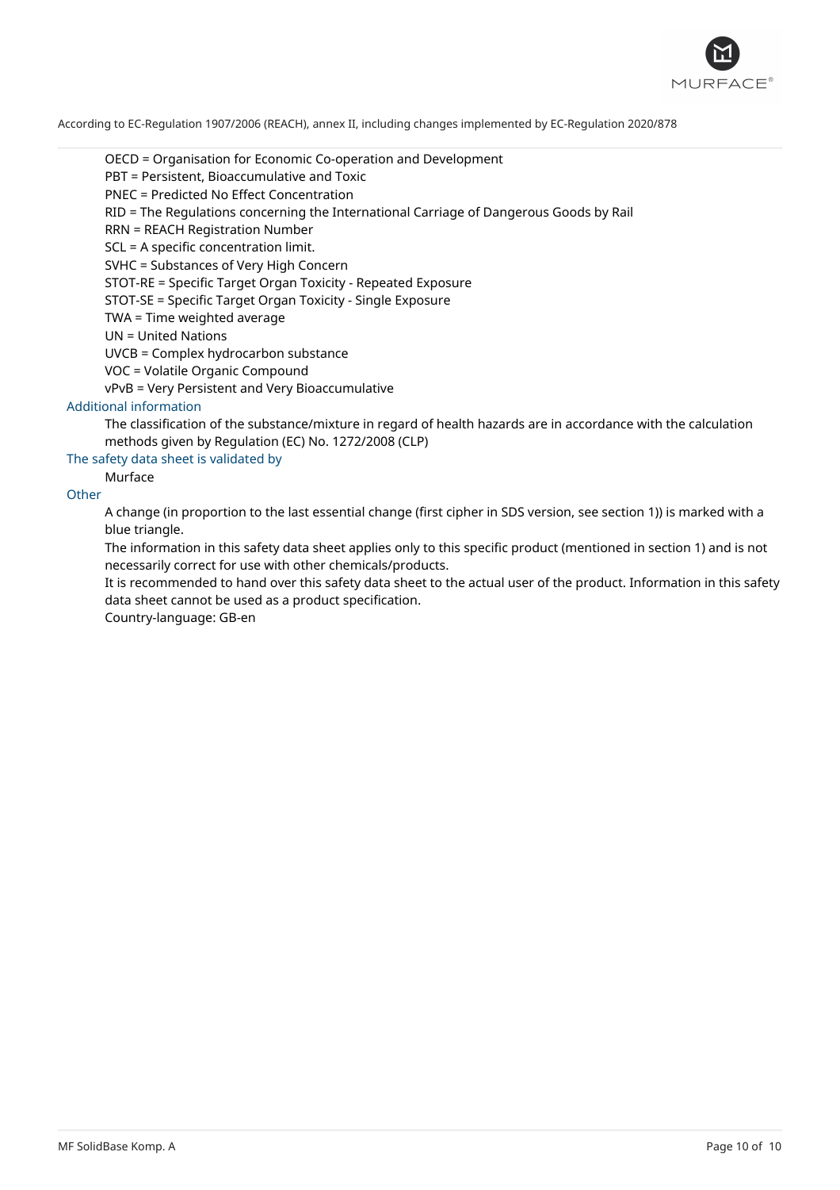OECD = Organisation for Economic Co-operation and Development
PBT = Persistent, Bioaccumulative and Toxic
PNEC = Predicted No Effect Concentration
RID = The Regulations concerning the International Carriage of Dangerous Goods by Rail
RRN = REACH Registration Number
SCL = A specific concentration limit.
SVHC = Substances of Very High Concern
STOT-RE = Specific Target Organ Toxicity - Repeated Exposure
STOT-SE = Specific Target Organ Toxicity - Single Exposure
TWA = Time weighted average
UN = United Nations
UVCB = Complex hydrocarbon substance
VOC = Volatile Organic Compound
vPvB = Very Persistent and Very Bioaccumulative

### Additional information

The classification of the substance/mixture in regard of health hazards are in accordance with the calculation methods given by Regulation (EC) No. 1272/2008 (CLP)

### The safety data sheet is validated by

Murface

### Other

A change (in proportion to the last essential change (first cipher in SDS version, see section 1)) is marked with a blue triangle.
The information in this safety data sheet applies only to this specific product (mentioned in section 1) and is not necessarily correct for use with other chemicals/products.
It is recommended to hand over this safety data sheet to the actual user of the product. Information in this safety data sheet cannot be used as a product specification.
Country-language: GB-en